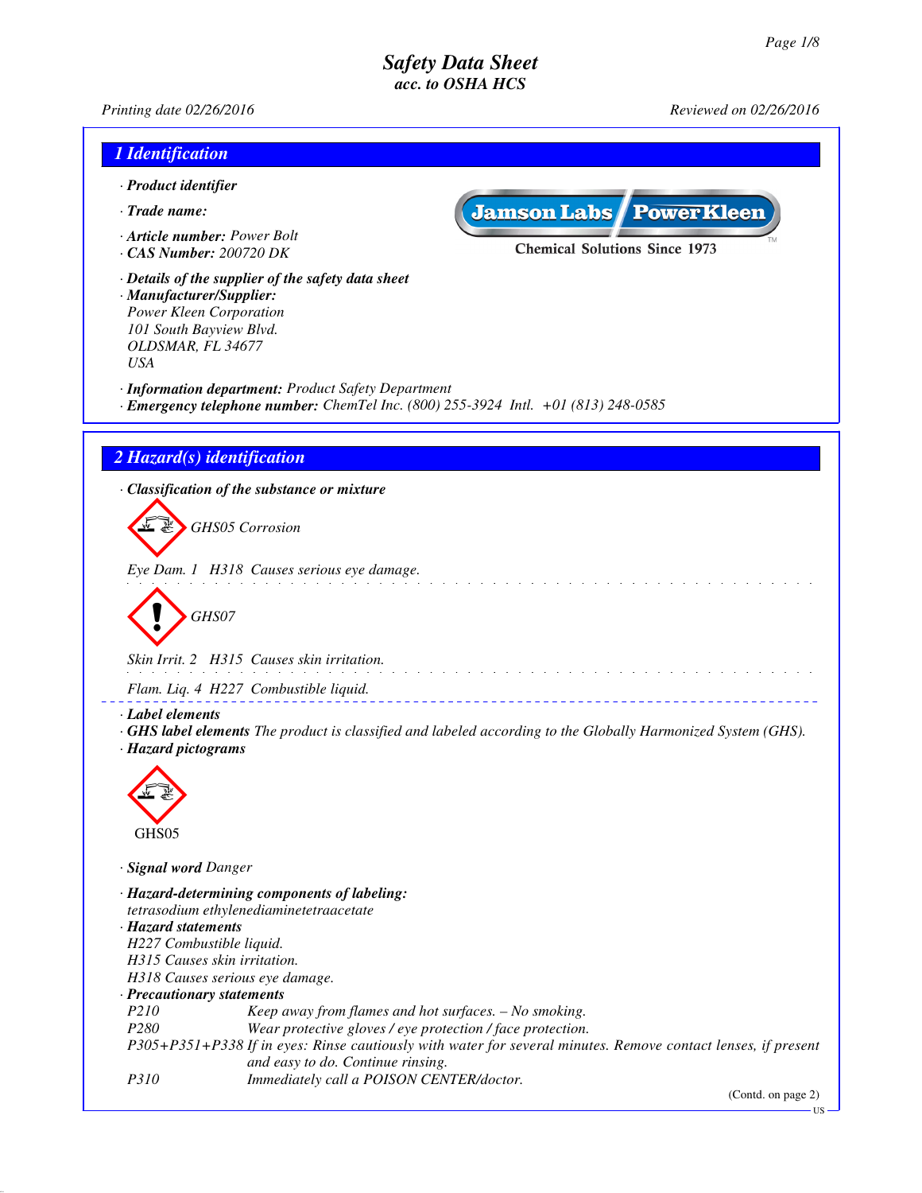# Safety Data Sheet
## acc. to OSHA HCS

Printing date 02/26/2016 | Reviewed on 02/26/2016

## 1 Identification

- **Product identifier**
- **Trade name:**
- **Article number:** Power Bolt
- **CAS Number:** 200720 DK

Jamson Labs | PowerKleen
Chemical Solutions Since 1973

- **Details of the supplier of the safety data sheet**
- **Manufacturer/Supplier:**
  Power Kleen Corporation
  101 South Bayview Blvd.
  OLDSMAR, FL 34677
  USA
- **Information department:** Product Safety Department
- **Emergency telephone number:** ChemTel Inc. (800) 255-3924 Intl. +01 (813) 248-0585

## 2 Hazard(s) identification

- **Classification of the substance or mixture**

GHS05 Corrosion

Eye Dam. 1 H318 Causes serious eye damage.

GHS07

Skin Irrit. 2 H315 Causes skin irritation.

Flam. Liq. 4 H227 Combustible liquid.

- **Label elements**
- **GHS label elements** The product is classified and labeled according to the Globally Harmonized System (GHS).
- **Hazard pictograms**

GHS05

- **Signal word** Danger
- **Hazard-determining components of labeling:**
  tetrasodium ethylenediaminetetraacetate
- **Hazard statements**
  H227 Combustible liquid.
  H315 Causes skin irritation.
  H318 Causes serious eye damage.
- **Precautionary statements**

| | |
|---|---|
| P210 | Keep away from flames and hot surfaces. – No smoking. |
| P280 | Wear protective gloves / eye protection / face protection. |
| P305+P351+P338 | If in eyes: Rinse cautiously with water for several minutes. Remove contact lenses, if present and easy to do. Continue rinsing. |
| P310 | Immediately call a POISON CENTER/doctor. |

(Contd. on page 2)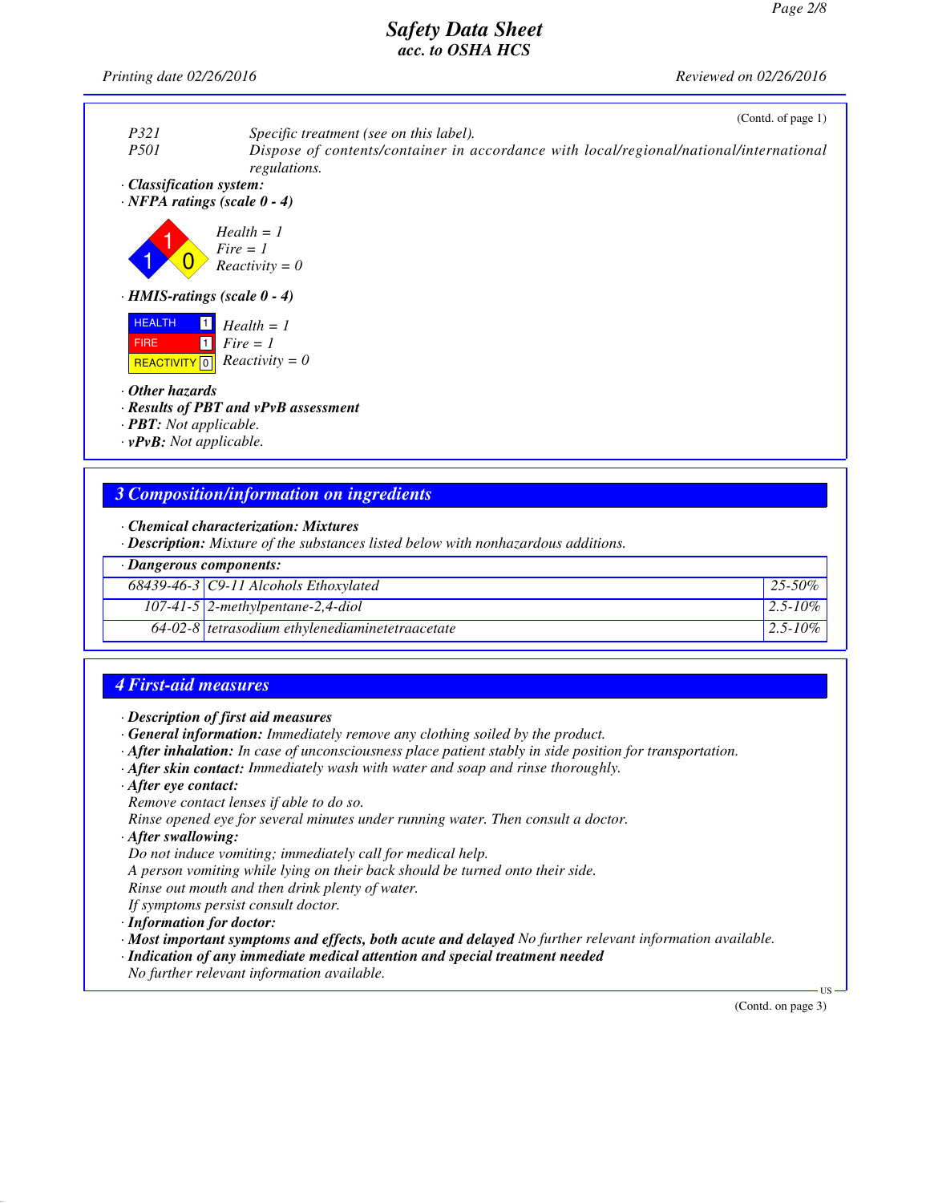(Contd. of page 1)

P321 Specific treatment (see on this label).

P501 Dispose of contents/container in accordance with local/regional/national/international regulations.

· **Classification system:**

· **NFPA ratings (scale 0 - 4)**

Health = 1
Fire = 1
Reactivity = 0

· **HMIS-ratings (scale 0 - 4)**

| | | |
|---|---|---|
| HEALTH | 1 | Health = 1 |
| FIRE | 1 | Fire = 1 |
| REACTIVITY | 0 | Reactivity = 0 |

· **Other hazards**

· **Results of PBT and vPvB assessment**

· **PBT:** Not applicable.

· **vPvB:** Not applicable.

## 3 Composition/information on ingredients

· **Chemical characterization: Mixtures**

· **Description:** Mixture of the substances listed below with nonhazardous additions.

| · Dangerous components: | | |
|---|---|---|
| 68439-46-3 | C9-11 Alcohols Ethoxylated | 25-50% |
| 107-41-5 | 2-methylpentane-2,4-diol | 2.5-10% |
| 64-02-8 | tetrasodium ethylenediaminetetraacetate | 2.5-10% |

## 4 First-aid measures

· **Description of first aid measures**

· **General information:** Immediately remove any clothing soiled by the product.

· **After inhalation:** In case of unconsciousness place patient stably in side position for transportation.

· **After skin contact:** Immediately wash with water and soap and rinse thoroughly.

· **After eye contact:**

Remove contact lenses if able to do so.

Rinse opened eye for several minutes under running water. Then consult a doctor.

· **After swallowing:**

Do not induce vomiting; immediately call for medical help.

A person vomiting while lying on their back should be turned onto their side.

Rinse out mouth and then drink plenty of water.

If symptoms persist consult doctor.

· **Information for doctor:**

· **Most important symptoms and effects, both acute and delayed** No further relevant information available.

· **Indication of any immediate medical attention and special treatment needed**

No further relevant information available.

(Contd. on page 3)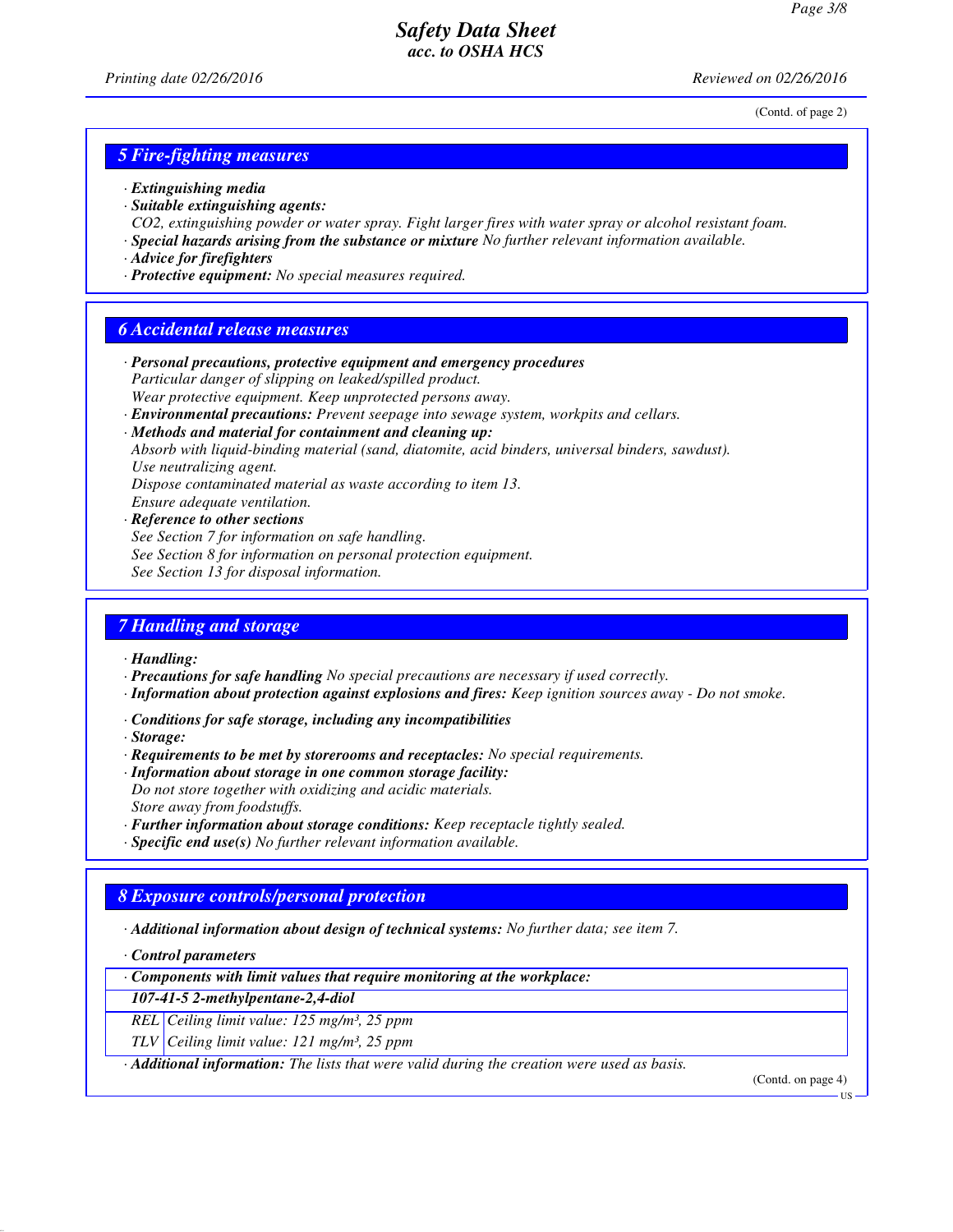(Contd. of page 2)

## 5 Fire-fighting measures

· **Extinguishing media**
· **Suitable extinguishing agents:**
CO2, extinguishing powder or water spray. Fight larger fires with water spray or alcohol resistant foam.
· **Special hazards arising from the substance or mixture** No further relevant information available.
· **Advice for firefighters**
· **Protective equipment:** No special measures required.

## 6 Accidental release measures

· **Personal precautions, protective equipment and emergency procedures**
Particular danger of slipping on leaked/spilled product.
Wear protective equipment. Keep unprotected persons away.
· **Environmental precautions:** Prevent seepage into sewage system, workpits and cellars.
· **Methods and material for containment and cleaning up:**
Absorb with liquid-binding material (sand, diatomite, acid binders, universal binders, sawdust).
Use neutralizing agent.
Dispose contaminated material as waste according to item 13.
Ensure adequate ventilation.
· **Reference to other sections**
See Section 7 for information on safe handling.
See Section 8 for information on personal protection equipment.
See Section 13 for disposal information.

## 7 Handling and storage

· **Handling:**
· **Precautions for safe handling** No special precautions are necessary if used correctly.
· **Information about protection against explosions and fires:** Keep ignition sources away - Do not smoke.

· **Conditions for safe storage, including any incompatibilities**
· **Storage:**
· **Requirements to be met by storerooms and receptacles:** No special requirements.
· **Information about storage in one common storage facility:**
Do not store together with oxidizing and acidic materials.
Store away from foodstuffs.
· **Further information about storage conditions:** Keep receptacle tightly sealed.
· **Specific end use(s)** No further relevant information available.

## 8 Exposure controls/personal protection

· **Additional information about design of technical systems:** No further data; see item 7.

· **Control parameters**

| · **Components with limit values that require monitoring at the workplace:** | |
|---|---|
| **107-41-5 2-methylpentane-2,4-diol** | |
| REL | Ceiling limit value: 125 mg/m³, 25 ppm |
| TLV | Ceiling limit value: 121 mg/m³, 25 ppm |

· **Additional information:** The lists that were valid during the creation were used as basis.

(Contd. on page 4)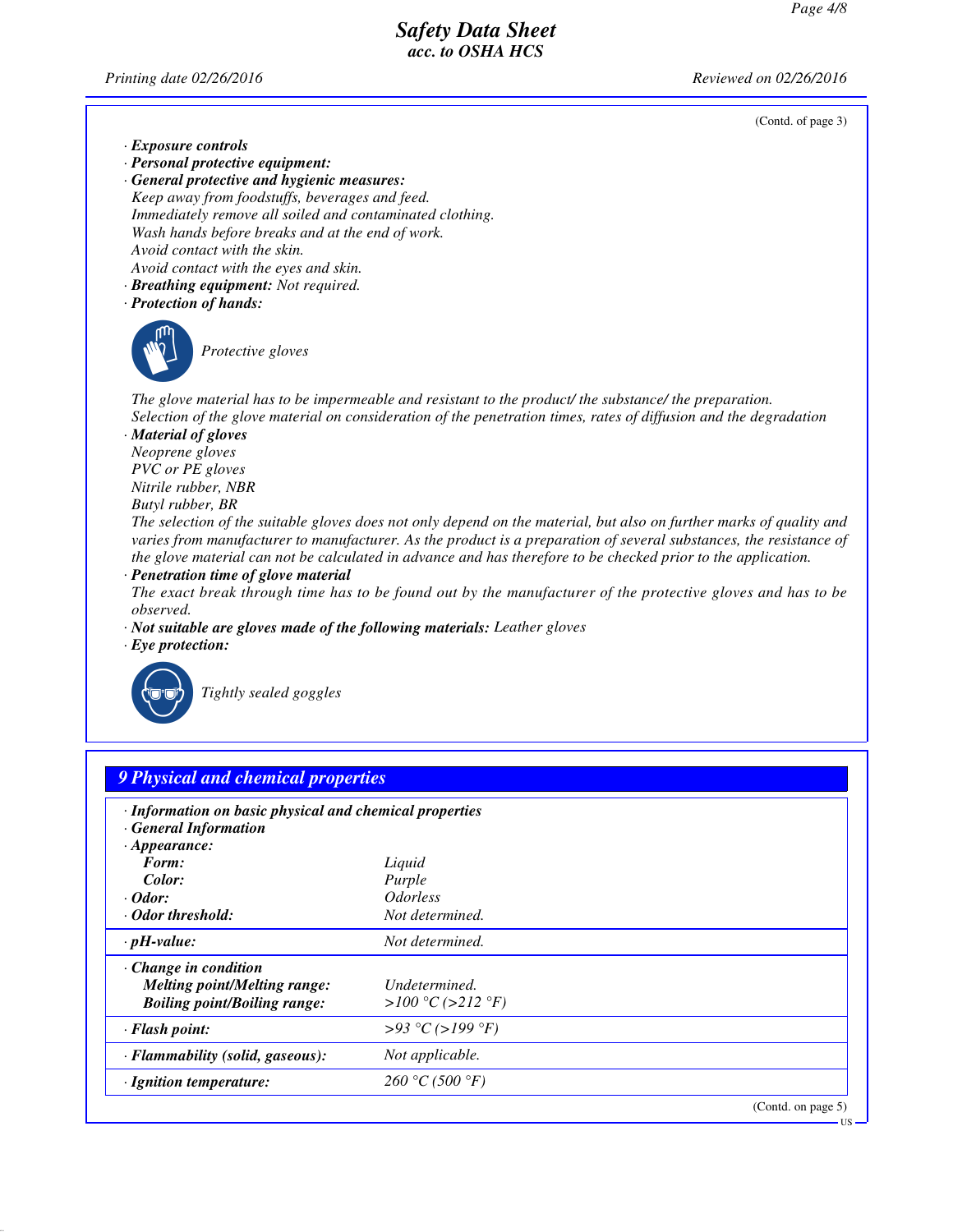(Contd. of page 3)

**· Exposure controls**

**· Personal protective equipment:**

**· General protective and hygienic measures:**

*Keep away from foodstuffs, beverages and feed.*
*Immediately remove all soiled and contaminated clothing.*
*Wash hands before breaks and at the end of work.*
*Avoid contact with the skin.*
*Avoid contact with the eyes and skin.*

**· Breathing equipment:** *Not required.*

**· Protection of hands:**

*Protective gloves*

*The glove material has to be impermeable and resistant to the product/ the substance/ the preparation.*
*Selection of the glove material on consideration of the penetration times, rates of diffusion and the degradation*

**· Material of gloves**

*Neoprene gloves*
*PVC or PE gloves*
*Nitrile rubber, NBR*
*Butyl rubber, BR*

*The selection of the suitable gloves does not only depend on the material, but also on further marks of quality and varies from manufacturer to manufacturer. As the product is a preparation of several substances, the resistance of the glove material can not be calculated in advance and has therefore to be checked prior to the application.*

**· Penetration time of glove material**

*The exact break through time has to be found out by the manufacturer of the protective gloves and has to be observed.*

**· Not suitable are gloves made of the following materials:** *Leather gloves*

**· Eye protection:**

*Tightly sealed goggles*

## 9 Physical and chemical properties

**· Information on basic physical and chemical properties**

**· General Information**

| | |
|---|---|
| **· Appearance:** | |
| **Form:** | *Liquid* |
| **Color:** | *Purple* |
| **· Odor:** | *Odorless* |
| **· Odor threshold:** | *Not determined.* |
| **· pH-value:** | *Not determined.* |
| **· Change in condition** | |
| **Melting point/Melting range:** | *Undetermined.* |
| **Boiling point/Boiling range:** | *>100 °C (>212 °F)* |
| **· Flash point:** | *>93 °C (>199 °F)* |
| **· Flammability (solid, gaseous):** | *Not applicable.* |
| **· Ignition temperature:** | *260 °C (500 °F)* |

(Contd. on page 5)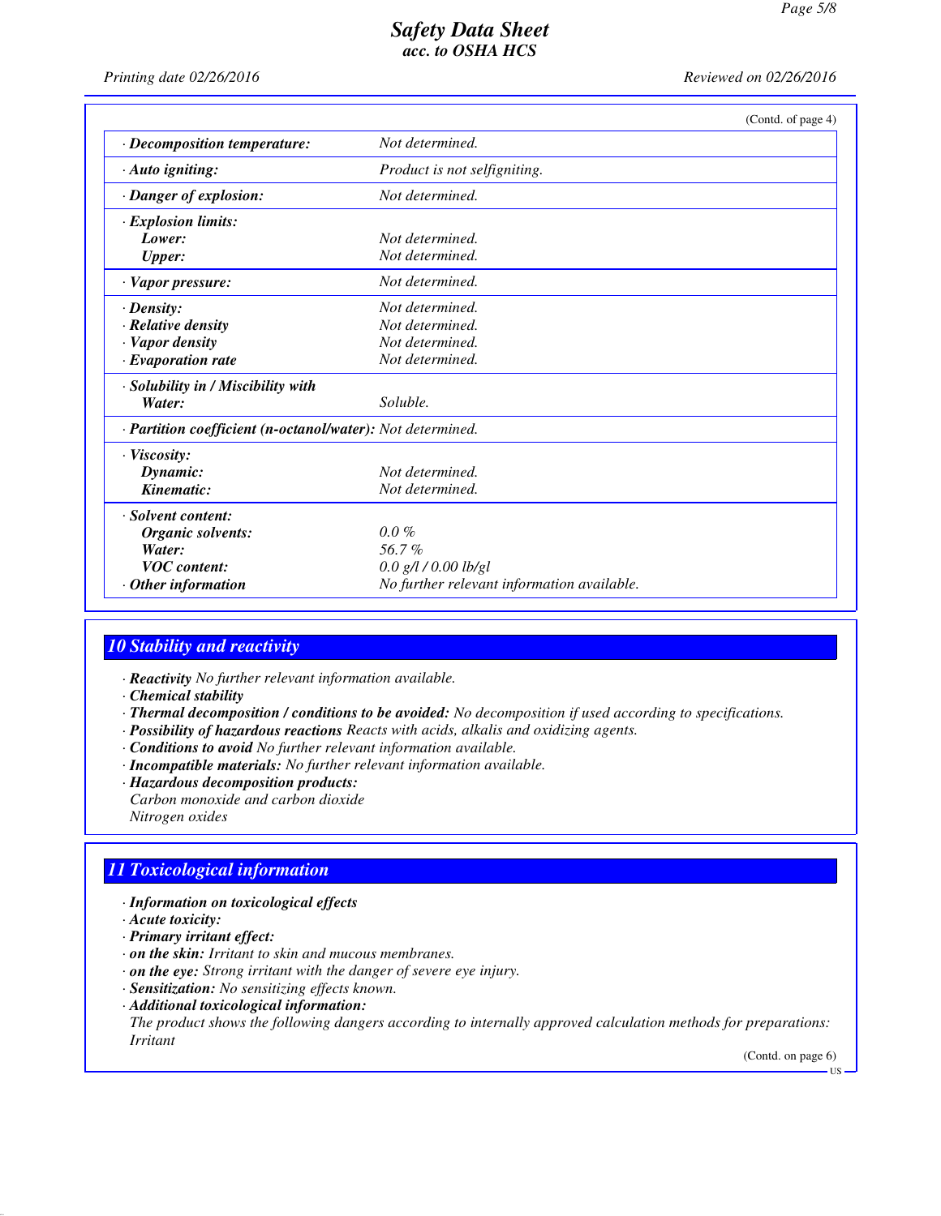(Contd. of page 4)

| | |
|---|---|
| · **Decomposition temperature:** | *Not determined.* |
| · **Auto igniting:** | *Product is not selfigniting.* |
| · **Danger of explosion:** | *Not determined.* |
| · **Explosion limits:** | |
| **Lower:** | *Not determined.* |
| **Upper:** | *Not determined.* |
| · **Vapor pressure:** | *Not determined.* |
| · **Density:** | *Not determined.* |
| · **Relative density** | *Not determined.* |
| · **Vapor density** | *Not determined.* |
| · **Evaporation rate** | *Not determined.* |
| · **Solubility in / Miscibility with** | |
| **Water:** | *Soluble.* |
| · **Partition coefficient (n-octanol/water):** | *Not determined.* |
| · **Viscosity:** | |
| **Dynamic:** | *Not determined.* |
| **Kinematic:** | *Not determined.* |
| · **Solvent content:** | |
| **Organic solvents:** | *0.0 %* |
| **Water:** | *56.7 %* |
| **VOC content:** | *0.0 g/l / 0.00 lb/gl* |
| · **Other information** | *No further relevant information available.* |

## 10 Stability and reactivity

· **Reactivity** *No further relevant information available.*
· **Chemical stability**
· **Thermal decomposition / conditions to be avoided:** *No decomposition if used according to specifications.*
· **Possibility of hazardous reactions** *Reacts with acids, alkalis and oxidizing agents.*
· **Conditions to avoid** *No further relevant information available.*
· **Incompatible materials:** *No further relevant information available.*
· **Hazardous decomposition products:**
*Carbon monoxide and carbon dioxide*
*Nitrogen oxides*

## 11 Toxicological information

· **Information on toxicological effects**
· **Acute toxicity:**
· **Primary irritant effect:**
· **on the skin:** *Irritant to skin and mucous membranes.*
· **on the eye:** *Strong irritant with the danger of severe eye injury.*
· **Sensitization:** *No sensitizing effects known.*
· **Additional toxicological information:**
*The product shows the following dangers according to internally approved calculation methods for preparations:*
*Irritant*

(Contd. on page 6)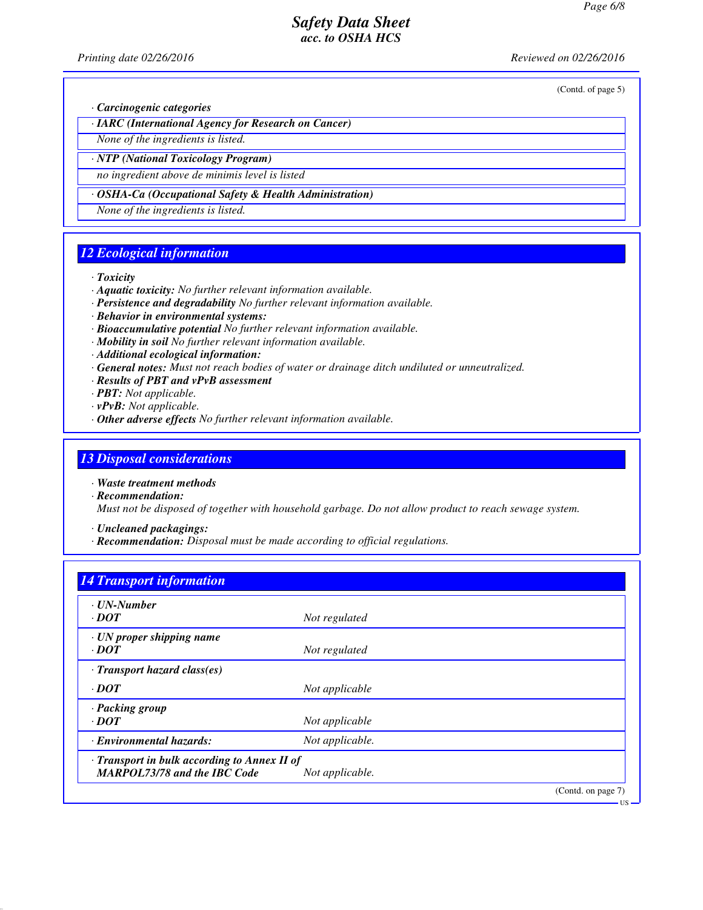(Contd. of page 5)

· **Carcinogenic categories**

· **IARC (International Agency for Research on Cancer)**

None of the ingredients is listed.

· **NTP (National Toxicology Program)**

no ingredient above de minimis level is listed

· **OSHA-Ca (Occupational Safety & Health Administration)**

None of the ingredients is listed.

## 12 Ecological information

· **Toxicity**
· **Aquatic toxicity:** No further relevant information available.
· **Persistence and degradability** No further relevant information available.
· **Behavior in environmental systems:**
· **Bioaccumulative potential** No further relevant information available.
· **Mobility in soil** No further relevant information available.
· **Additional ecological information:**
· **General notes:** Must not reach bodies of water or drainage ditch undiluted or unneutralized.
· **Results of PBT and vPvB assessment**
· **PBT:** Not applicable.
· **vPvB:** Not applicable.
· **Other adverse effects** No further relevant information available.

## 13 Disposal considerations

· **Waste treatment methods**
· **Recommendation:**
Must not be disposed of together with household garbage. Do not allow product to reach sewage system.

· **Uncleaned packagings:**
· **Recommendation:** Disposal must be made according to official regulations.

## 14 Transport information

| | |
|---|---|
| · **UN-Number** | |
| · **DOT** | Not regulated |
| · **UN proper shipping name** | |
| · **DOT** | Not regulated |
| · **Transport hazard class(es)** | |
| · **DOT** | Not applicable |
| · **Packing group** | |
| · **DOT** | Not applicable |
| · **Environmental hazards:** | Not applicable. |
| · **Transport in bulk according to Annex II of MARPOL73/78 and the IBC Code** | Not applicable. |

(Contd. on page 7)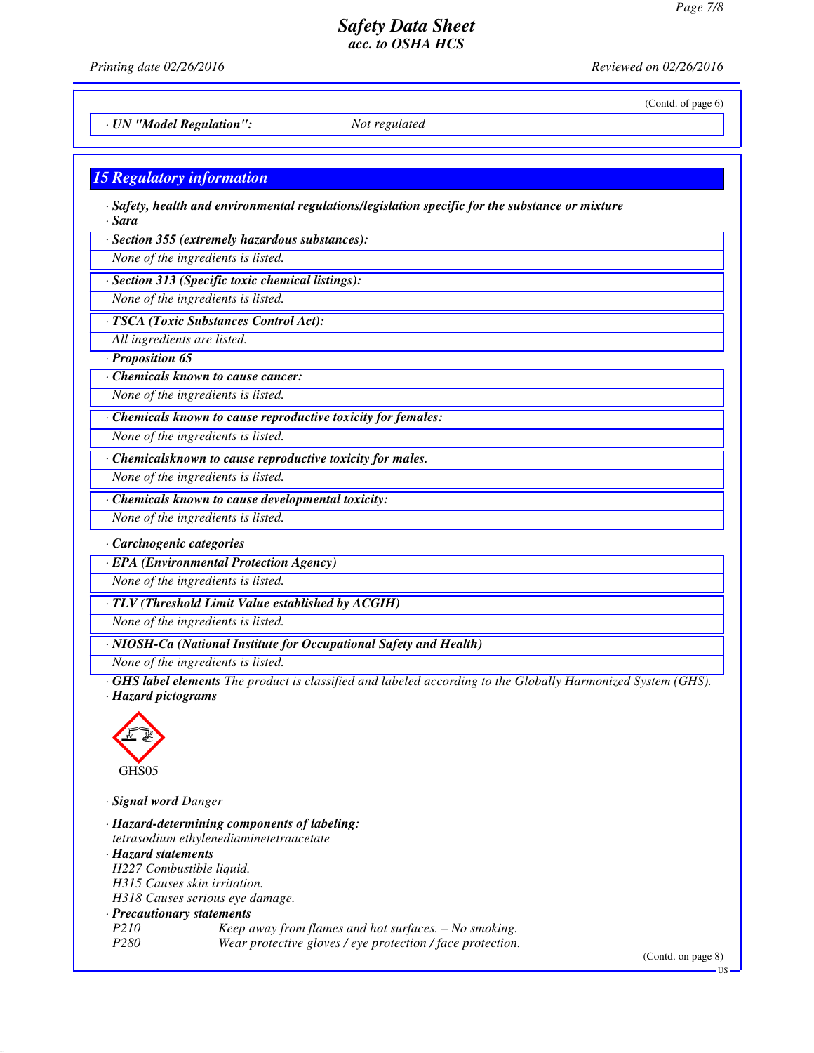(Contd. of page 6)

· **UN "Model Regulation":** Not regulated

## 15 Regulatory information

· **Safety, health and environmental regulations/legislation specific for the substance or mixture**
· **Sara**

· **Section 355 (extremely hazardous substances):**
None of the ingredients is listed.

· **Section 313 (Specific toxic chemical listings):**
None of the ingredients is listed.

· **TSCA (Toxic Substances Control Act):**
All ingredients are listed.

· **Proposition 65**

· **Chemicals known to cause cancer:**
None of the ingredients is listed.

· **Chemicals known to cause reproductive toxicity for females:**
None of the ingredients is listed.

· **Chemicalsknown to cause reproductive toxicity for males.**
None of the ingredients is listed.

· **Chemicals known to cause developmental toxicity:**
None of the ingredients is listed.

· **Carcinogenic categories**

· **EPA (Environmental Protection Agency)**
None of the ingredients is listed.

· **TLV (Threshold Limit Value established by ACGIH)**
None of the ingredients is listed.

· **NIOSH-Ca (National Institute for Occupational Safety and Health)**
None of the ingredients is listed.

· **GHS label elements** The product is classified and labeled according to the Globally Harmonized System (GHS).
· **Hazard pictograms**

GHS05

· **Signal word** Danger

· **Hazard-determining components of labeling:**
tetrasodium ethylenediaminetetraacetate
· **Hazard statements**
H227 Combustible liquid.
H315 Causes skin irritation.
H318 Causes serious eye damage.
· **Precautionary statements**
P210 Keep away from flames and hot surfaces. – No smoking.
P280 Wear protective gloves / eye protection / face protection.

(Contd. on page 8)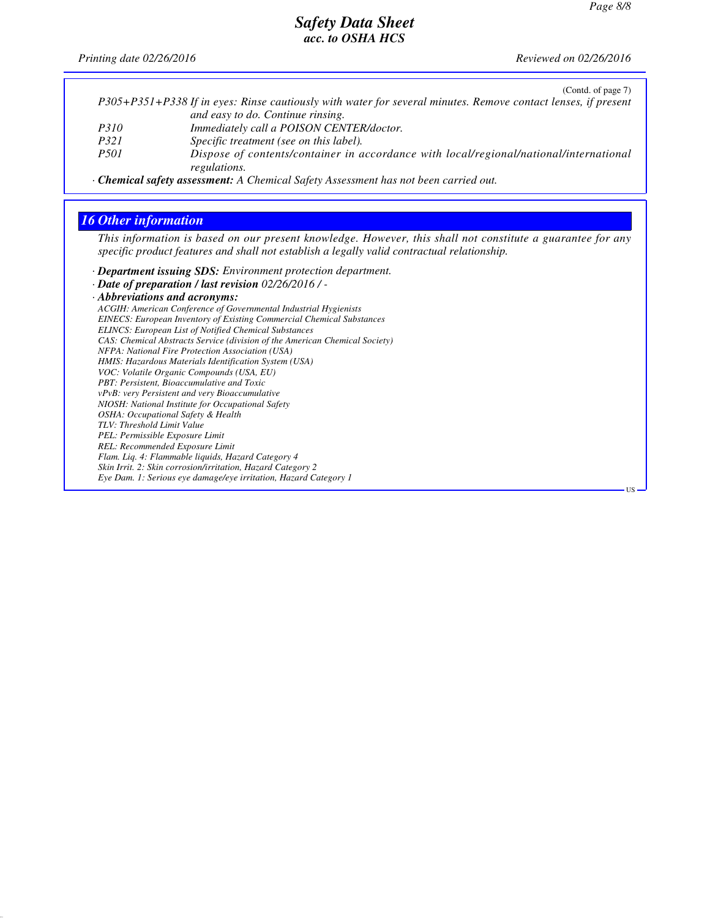(Contd. of page 7)

P305+P351+P338 If in eyes: Rinse cautiously with water for several minutes. Remove contact lenses, if present and easy to do. Continue rinsing.

P310 Immediately call a POISON CENTER/doctor.

P321 Specific treatment (see on this label).

P501 Dispose of contents/container in accordance with local/regional/national/international regulations.

· **Chemical safety assessment:** A Chemical Safety Assessment has not been carried out.

## 16 Other information

This information is based on our present knowledge. However, this shall not constitute a guarantee for any specific product features and shall not establish a legally valid contractual relationship.

· **Department issuing SDS:** Environment protection department.

· **Date of preparation / last revision** 02/26/2016 / -

· **Abbreviations and acronyms:**

ACGIH: American Conference of Governmental Industrial Hygienists
EINECS: European Inventory of Existing Commercial Chemical Substances
ELINCS: European List of Notified Chemical Substances
CAS: Chemical Abstracts Service (division of the American Chemical Society)
NFPA: National Fire Protection Association (USA)
HMIS: Hazardous Materials Identification System (USA)
VOC: Volatile Organic Compounds (USA, EU)
PBT: Persistent, Bioaccumulative and Toxic
vPvB: very Persistent and very Bioaccumulative
NIOSH: National Institute for Occupational Safety
OSHA: Occupational Safety & Health
TLV: Threshold Limit Value
PEL: Permissible Exposure Limit
REL: Recommended Exposure Limit
Flam. Liq. 4: Flammable liquids, Hazard Category 4
Skin Irrit. 2: Skin corrosion/irritation, Hazard Category 2
Eye Dam. 1: Serious eye damage/eye irritation, Hazard Category 1

US